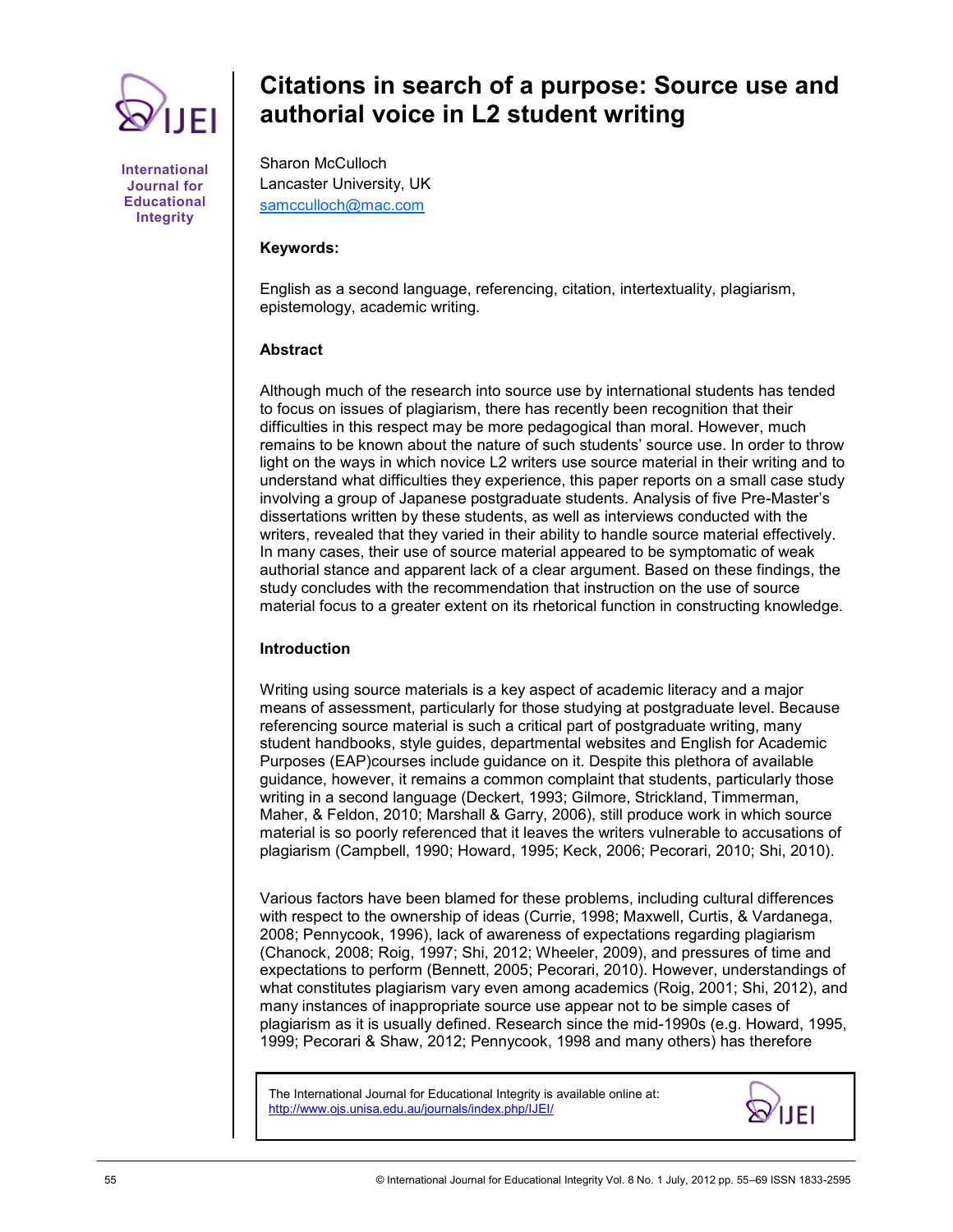# Citations in search of a purpose: Source use and authorial voice in L2 student writing

Sharon McCulloch
Lancaster University, UK
samcculloch@mac.com

**Keywords:**

English as a second language, referencing, citation, intertextuality, plagiarism, epistemology, academic writing.

## Abstract

Although much of the research into source use by international students has tended to focus on issues of plagiarism, there has recently been recognition that their difficulties in this respect may be more pedagogical than moral. However, much remains to be known about the nature of such students' source use. In order to throw light on the ways in which novice L2 writers use source material in their writing and to understand what difficulties they experience, this paper reports on a small case study involving a group of Japanese postgraduate students. Analysis of five Pre-Master's dissertations written by these students, as well as interviews conducted with the writers, revealed that they varied in their ability to handle source material effectively. In many cases, their use of source material appeared to be symptomatic of weak authorial stance and apparent lack of a clear argument. Based on these findings, the study concludes with the recommendation that instruction on the use of source material focus to a greater extent on its rhetorical function in constructing knowledge.

## Introduction

Writing using source materials is a key aspect of academic literacy and a major means of assessment, particularly for those studying at postgraduate level. Because referencing source material is such a critical part of postgraduate writing, many student handbooks, style guides, departmental websites and English for Academic Purposes (EAP)courses include guidance on it. Despite this plethora of available guidance, however, it remains a common complaint that students, particularly those writing in a second language (Deckert, 1993; Gilmore, Strickland, Timmerman, Maher, & Feldon, 2010; Marshall & Garry, 2006), still produce work in which source material is so poorly referenced that it leaves the writers vulnerable to accusations of plagiarism (Campbell, 1990; Howard, 1995; Keck, 2006; Pecorari, 2010; Shi, 2010).

Various factors have been blamed for these problems, including cultural differences with respect to the ownership of ideas (Currie, 1998; Maxwell, Curtis, & Vardanega, 2008; Pennycook, 1996), lack of awareness of expectations regarding plagiarism (Chanock, 2008; Roig, 1997; Shi, 2012; Wheeler, 2009), and pressures of time and expectations to perform (Bennett, 2005; Pecorari, 2010). However, understandings of what constitutes plagiarism vary even among academics (Roig, 2001; Shi, 2012), and many instances of inappropriate source use appear not to be simple cases of plagiarism as it is usually defined. Research since the mid-1990s (e.g. Howard, 1995, 1999; Pecorari & Shaw, 2012; Pennycook, 1998 and many others) has therefore

The International Journal for Educational Integrity is available online at: http://www.ojs.unisa.edu.au/journals/index.php/IJEI/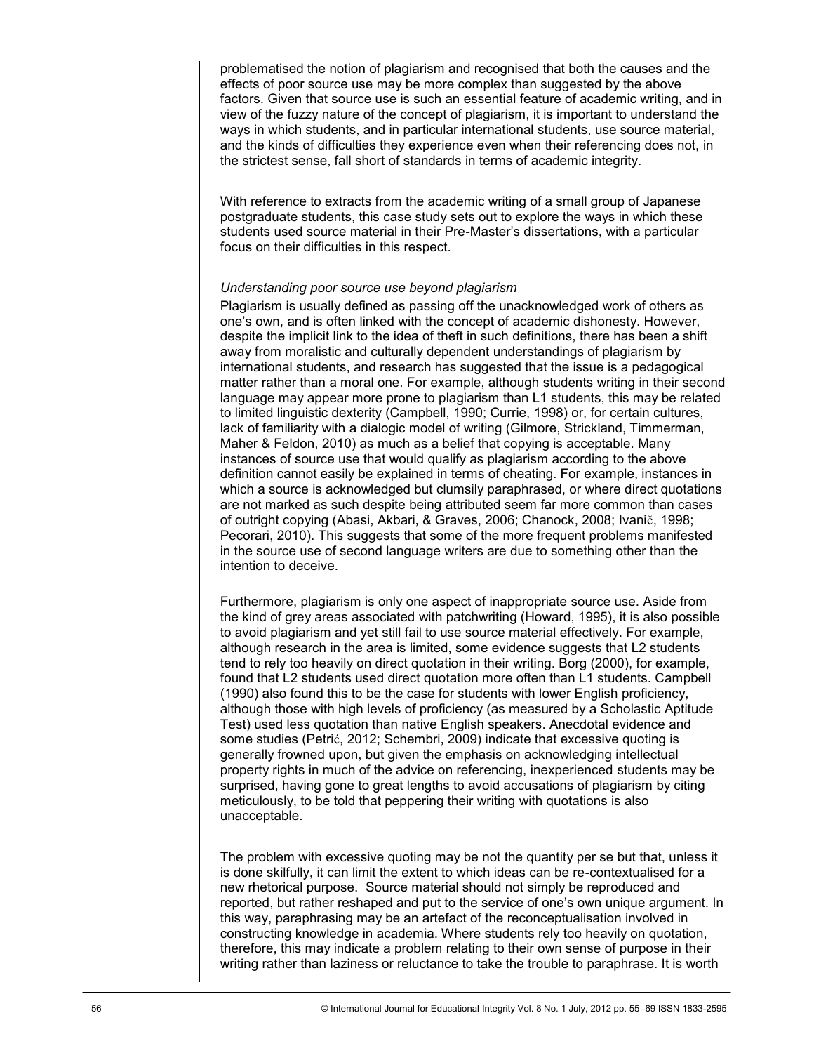problematised the notion of plagiarism and recognised that both the causes and the effects of poor source use may be more complex than suggested by the above factors. Given that source use is such an essential feature of academic writing, and in view of the fuzzy nature of the concept of plagiarism, it is important to understand the ways in which students, and in particular international students, use source material, and the kinds of difficulties they experience even when their referencing does not, in the strictest sense, fall short of standards in terms of academic integrity.

With reference to extracts from the academic writing of a small group of Japanese postgraduate students, this case study sets out to explore the ways in which these students used source material in their Pre-Master's dissertations, with a particular focus on their difficulties in this respect.

*Understanding poor source use beyond plagiarism*

Plagiarism is usually defined as passing off the unacknowledged work of others as one's own, and is often linked with the concept of academic dishonesty. However, despite the implicit link to the idea of theft in such definitions, there has been a shift away from moralistic and culturally dependent understandings of plagiarism by international students, and research has suggested that the issue is a pedagogical matter rather than a moral one. For example, although students writing in their second language may appear more prone to plagiarism than L1 students, this may be related to limited linguistic dexterity (Campbell, 1990; Currie, 1998) or, for certain cultures, lack of familiarity with a dialogic model of writing (Gilmore, Strickland, Timmerman, Maher & Feldon, 2010) as much as a belief that copying is acceptable. Many instances of source use that would qualify as plagiarism according to the above definition cannot easily be explained in terms of cheating. For example, instances in which a source is acknowledged but clumsily paraphrased, or where direct quotations are not marked as such despite being attributed seem far more common than cases of outright copying (Abasi, Akbari, & Graves, 2006; Chanock, 2008; Ivanič, 1998; Pecorari, 2010). This suggests that some of the more frequent problems manifested in the source use of second language writers are due to something other than the intention to deceive.

Furthermore, plagiarism is only one aspect of inappropriate source use. Aside from the kind of grey areas associated with patchwriting (Howard, 1995), it is also possible to avoid plagiarism and yet still fail to use source material effectively. For example, although research in the area is limited, some evidence suggests that L2 students tend to rely too heavily on direct quotation in their writing. Borg (2000), for example, found that L2 students used direct quotation more often than L1 students. Campbell (1990) also found this to be the case for students with lower English proficiency, although those with high levels of proficiency (as measured by a Scholastic Aptitude Test) used less quotation than native English speakers. Anecdotal evidence and some studies (Petrić, 2012; Schembri, 2009) indicate that excessive quoting is generally frowned upon, but given the emphasis on acknowledging intellectual property rights in much of the advice on referencing, inexperienced students may be surprised, having gone to great lengths to avoid accusations of plagiarism by citing meticulously, to be told that peppering their writing with quotations is also unacceptable.

The problem with excessive quoting may be not the quantity per se but that, unless it is done skilfully, it can limit the extent to which ideas can be re-contextualised for a new rhetorical purpose. Source material should not simply be reproduced and reported, but rather reshaped and put to the service of one's own unique argument. In this way, paraphrasing may be an artefact of the reconceptualisation involved in constructing knowledge in academia. Where students rely too heavily on quotation, therefore, this may indicate a problem relating to their own sense of purpose in their writing rather than laziness or reluctance to take the trouble to paraphrase. It is worth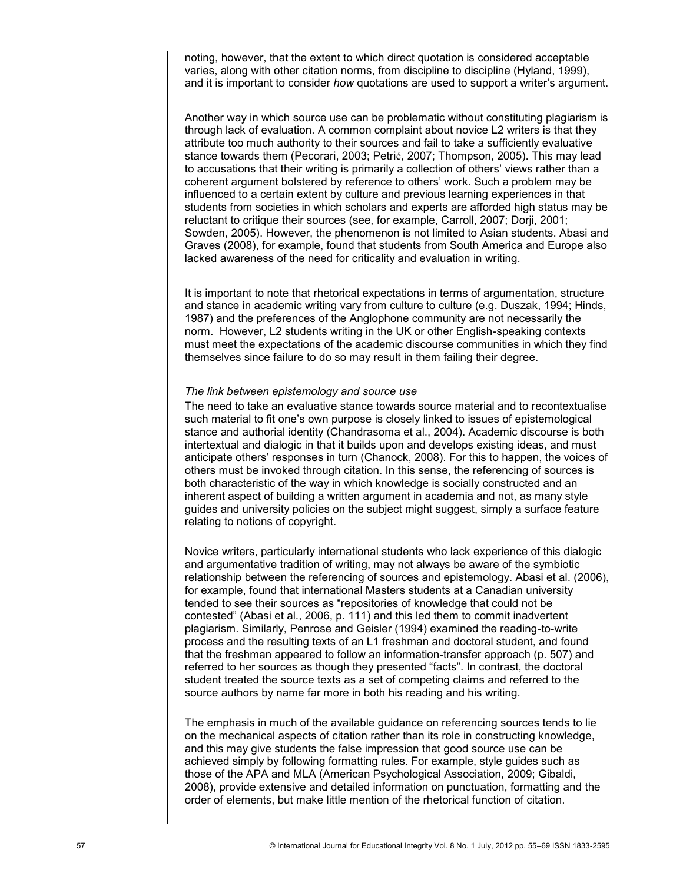noting, however, that the extent to which direct quotation is considered acceptable varies, along with other citation norms, from discipline to discipline (Hyland, 1999), and it is important to consider *how* quotations are used to support a writer's argument.

Another way in which source use can be problematic without constituting plagiarism is through lack of evaluation. A common complaint about novice L2 writers is that they attribute too much authority to their sources and fail to take a sufficiently evaluative stance towards them (Pecorari, 2003; Petrić, 2007; Thompson, 2005). This may lead to accusations that their writing is primarily a collection of others' views rather than a coherent argument bolstered by reference to others' work. Such a problem may be influenced to a certain extent by culture and previous learning experiences in that students from societies in which scholars and experts are afforded high status may be reluctant to critique their sources (see, for example, Carroll, 2007; Dorji, 2001; Sowden, 2005). However, the phenomenon is not limited to Asian students. Abasi and Graves (2008), for example, found that students from South America and Europe also lacked awareness of the need for criticality and evaluation in writing.

It is important to note that rhetorical expectations in terms of argumentation, structure and stance in academic writing vary from culture to culture (e.g. Duszak, 1994; Hinds, 1987) and the preferences of the Anglophone community are not necessarily the norm. However, L2 students writing in the UK or other English-speaking contexts must meet the expectations of the academic discourse communities in which they find themselves since failure to do so may result in them failing their degree.

*The link between epistemology and source use*

The need to take an evaluative stance towards source material and to recontextualise such material to fit one's own purpose is closely linked to issues of epistemological stance and authorial identity (Chandrasoma et al., 2004). Academic discourse is both intertextual and dialogic in that it builds upon and develops existing ideas, and must anticipate others' responses in turn (Chanock, 2008). For this to happen, the voices of others must be invoked through citation. In this sense, the referencing of sources is both characteristic of the way in which knowledge is socially constructed and an inherent aspect of building a written argument in academia and not, as many style guides and university policies on the subject might suggest, simply a surface feature relating to notions of copyright.

Novice writers, particularly international students who lack experience of this dialogic and argumentative tradition of writing, may not always be aware of the symbiotic relationship between the referencing of sources and epistemology. Abasi et al. (2006), for example, found that international Masters students at a Canadian university tended to see their sources as "repositories of knowledge that could not be contested" (Abasi et al., 2006, p. 111) and this led them to commit inadvertent plagiarism. Similarly, Penrose and Geisler (1994) examined the reading-to-write process and the resulting texts of an L1 freshman and doctoral student, and found that the freshman appeared to follow an information-transfer approach (p. 507) and referred to her sources as though they presented "facts". In contrast, the doctoral student treated the source texts as a set of competing claims and referred to the source authors by name far more in both his reading and his writing.

The emphasis in much of the available guidance on referencing sources tends to lie on the mechanical aspects of citation rather than its role in constructing knowledge, and this may give students the false impression that good source use can be achieved simply by following formatting rules. For example, style guides such as those of the APA and MLA (American Psychological Association, 2009; Gibaldi, 2008), provide extensive and detailed information on punctuation, formatting and the order of elements, but make little mention of the rhetorical function of citation.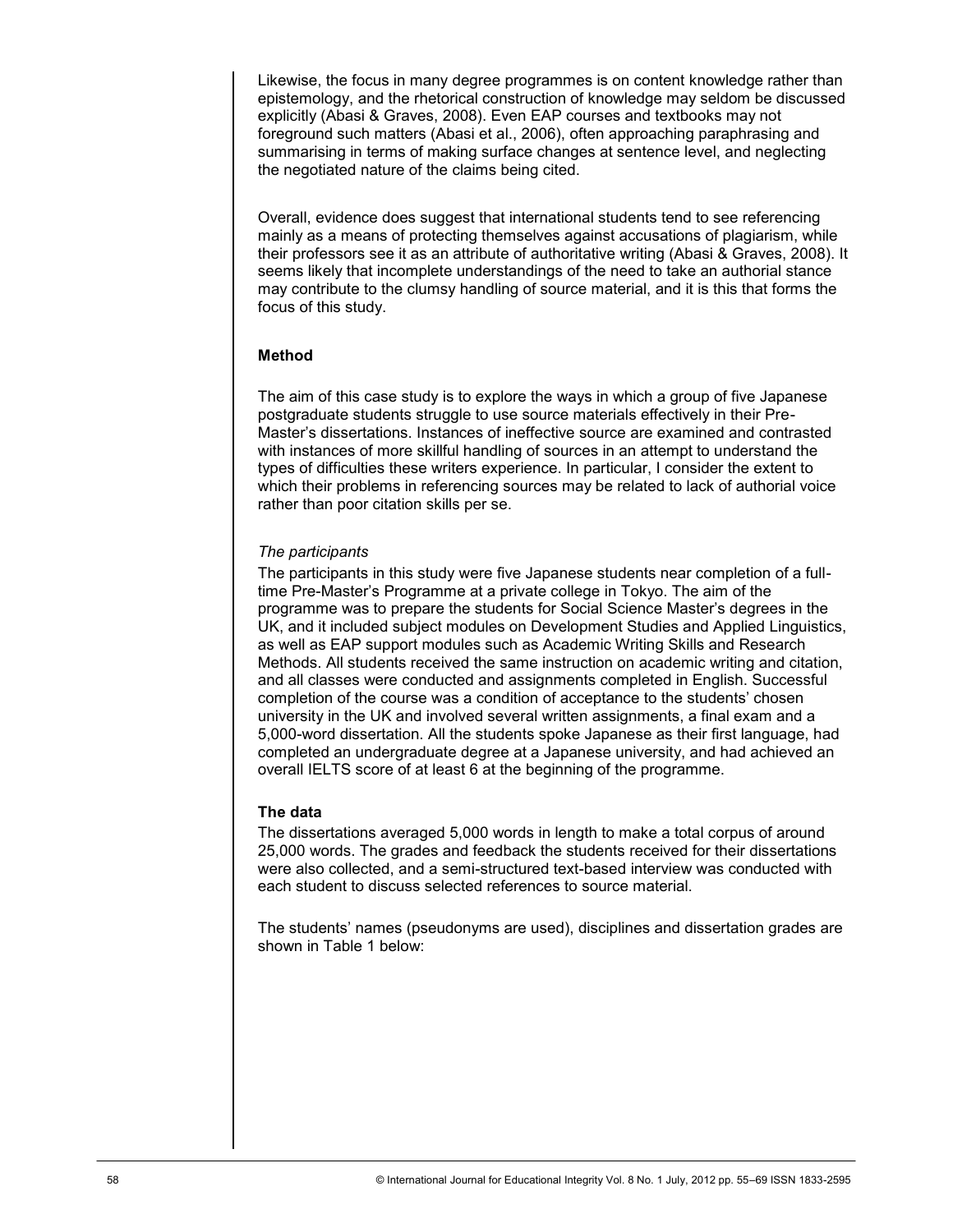Likewise, the focus in many degree programmes is on content knowledge rather than epistemology, and the rhetorical construction of knowledge may seldom be discussed explicitly (Abasi & Graves, 2008). Even EAP courses and textbooks may not foreground such matters (Abasi et al., 2006), often approaching paraphrasing and summarising in terms of making surface changes at sentence level, and neglecting the negotiated nature of the claims being cited.

Overall, evidence does suggest that international students tend to see referencing mainly as a means of protecting themselves against accusations of plagiarism, while their professors see it as an attribute of authoritative writing (Abasi & Graves, 2008). It seems likely that incomplete understandings of the need to take an authorial stance may contribute to the clumsy handling of source material, and it is this that forms the focus of this study.

## Method

The aim of this case study is to explore the ways in which a group of five Japanese postgraduate students struggle to use source materials effectively in their Pre-Master's dissertations. Instances of ineffective source are examined and contrasted with instances of more skillful handling of sources in an attempt to understand the types of difficulties these writers experience. In particular, I consider the extent to which their problems in referencing sources may be related to lack of authorial voice rather than poor citation skills per se.

### *The participants*

The participants in this study were five Japanese students near completion of a full-time Pre-Master's Programme at a private college in Tokyo. The aim of the programme was to prepare the students for Social Science Master's degrees in the UK, and it included subject modules on Development Studies and Applied Linguistics, as well as EAP support modules such as Academic Writing Skills and Research Methods. All students received the same instruction on academic writing and citation, and all classes were conducted and assignments completed in English. Successful completion of the course was a condition of acceptance to the students' chosen university in the UK and involved several written assignments, a final exam and a 5,000-word dissertation. All the students spoke Japanese as their first language, had completed an undergraduate degree at a Japanese university, and had achieved an overall IELTS score of at least 6 at the beginning of the programme.

## The data

The dissertations averaged 5,000 words in length to make a total corpus of around 25,000 words. The grades and feedback the students received for their dissertations were also collected, and a semi-structured text-based interview was conducted with each student to discuss selected references to source material.

The students' names (pseudonyms are used), disciplines and dissertation grades are shown in Table 1 below: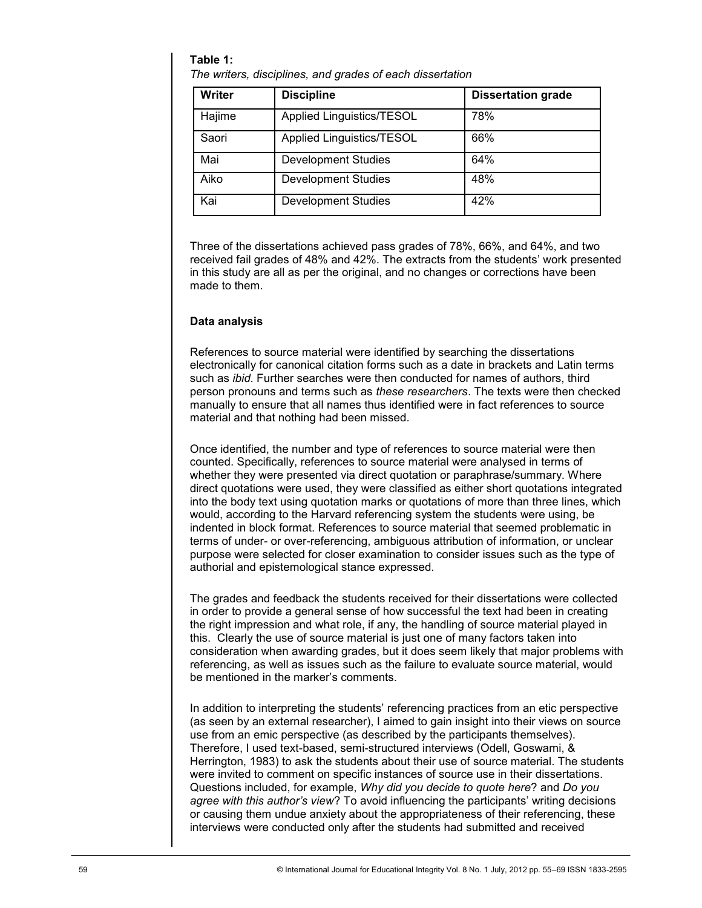**Table 1:**

*The writers, disciplines, and grades of each dissertation*

| Writer | Discipline | Dissertation grade |
|---|---|---|
| Hajime | Applied Linguistics/TESOL | 78% |
| Saori | Applied Linguistics/TESOL | 66% |
| Mai | Development Studies | 64% |
| Aiko | Development Studies | 48% |
| Kai | Development Studies | 42% |

Three of the dissertations achieved pass grades of 78%, 66%, and 64%, and two received fail grades of 48% and 42%. The extracts from the students' work presented in this study are all as per the original, and no changes or corrections have been made to them.

**Data analysis**

References to source material were identified by searching the dissertations electronically for canonical citation forms such as a date in brackets and Latin terms such as *ibid*. Further searches were then conducted for names of authors, third person pronouns and terms such as *these researchers*. The texts were then checked manually to ensure that all names thus identified were in fact references to source material and that nothing had been missed.

Once identified, the number and type of references to source material were then counted. Specifically, references to source material were analysed in terms of whether they were presented via direct quotation or paraphrase/summary. Where direct quotations were used, they were classified as either short quotations integrated into the body text using quotation marks or quotations of more than three lines, which would, according to the Harvard referencing system the students were using, be indented in block format. References to source material that seemed problematic in terms of under- or over-referencing, ambiguous attribution of information, or unclear purpose were selected for closer examination to consider issues such as the type of authorial and epistemological stance expressed.

The grades and feedback the students received for their dissertations were collected in order to provide a general sense of how successful the text had been in creating the right impression and what role, if any, the handling of source material played in this. Clearly the use of source material is just one of many factors taken into consideration when awarding grades, but it does seem likely that major problems with referencing, as well as issues such as the failure to evaluate source material, would be mentioned in the marker's comments.

In addition to interpreting the students' referencing practices from an etic perspective (as seen by an external researcher), I aimed to gain insight into their views on source use from an emic perspective (as described by the participants themselves). Therefore, I used text-based, semi-structured interviews (Odell, Goswami, & Herrington, 1983) to ask the students about their use of source material. The students were invited to comment on specific instances of source use in their dissertations. Questions included, for example, *Why did you decide to quote here*? and *Do you agree with this author's view*? To avoid influencing the participants' writing decisions or causing them undue anxiety about the appropriateness of their referencing, these interviews were conducted only after the students had submitted and received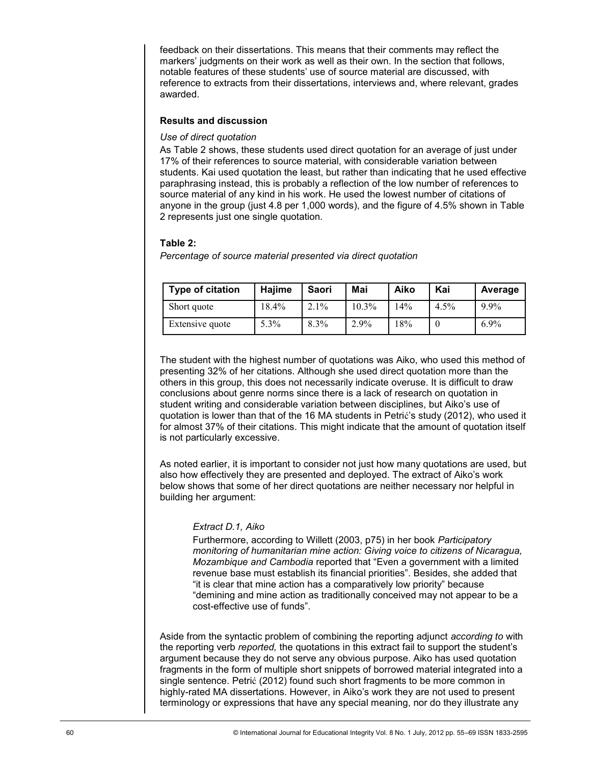feedback on their dissertations. This means that their comments may reflect the markers' judgments on their work as well as their own. In the section that follows, notable features of these students' use of source material are discussed, with reference to extracts from their dissertations, interviews and, where relevant, grades awarded.

## Results and discussion

*Use of direct quotation*

As Table 2 shows, these students used direct quotation for an average of just under 17% of their references to source material, with considerable variation between students. Kai used quotation the least, but rather than indicating that he used effective paraphrasing instead, this is probably a reflection of the low number of references to source material of any kind in his work. He used the lowest number of citations of anyone in the group (just 4.8 per 1,000 words), and the figure of 4.5% shown in Table 2 represents just one single quotation.

**Table 2:**

*Percentage of source material presented via direct quotation*

| Type of citation | Hajime | Saori | Mai | Aiko | Kai | Average |
|---|---|---|---|---|---|---|
| Short quote | 18.4% | 2.1% | 10.3% | 14% | 4.5% | 9.9% |
| Extensive quote | 5.3% | 8.3% | 2.9% | 18% | 0 | 6.9% |

The student with the highest number of quotations was Aiko, who used this method of presenting 32% of her citations. Although she used direct quotation more than the others in this group, this does not necessarily indicate overuse. It is difficult to draw conclusions about genre norms since there is a lack of research on quotation in student writing and considerable variation between disciplines, but Aiko's use of quotation is lower than that of the 16 MA students in Petrić's study (2012), who used it for almost 37% of their citations. This might indicate that the amount of quotation itself is not particularly excessive.

As noted earlier, it is important to consider not just how many quotations are used, but also how effectively they are presented and deployed. The extract of Aiko's work below shows that some of her direct quotations are neither necessary nor helpful in building her argument:

> *Extract D.1, Aiko*
>
> Furthermore, according to Willett (2003, p75) in her book *Participatory monitoring of humanitarian mine action: Giving voice to citizens of Nicaragua, Mozambique and Cambodia* reported that "Even a government with a limited revenue base must establish its financial priorities". Besides, she added that "it is clear that mine action has a comparatively low priority" because "demining and mine action as traditionally conceived may not appear to be a cost-effective use of funds".

Aside from the syntactic problem of combining the reporting adjunct *according to* with the reporting verb *reported,* the quotations in this extract fail to support the student's argument because they do not serve any obvious purpose. Aiko has used quotation fragments in the form of multiple short snippets of borrowed material integrated into a single sentence. Petrić (2012) found such short fragments to be more common in highly-rated MA dissertations. However, in Aiko's work they are not used to present terminology or expressions that have any special meaning, nor do they illustrate any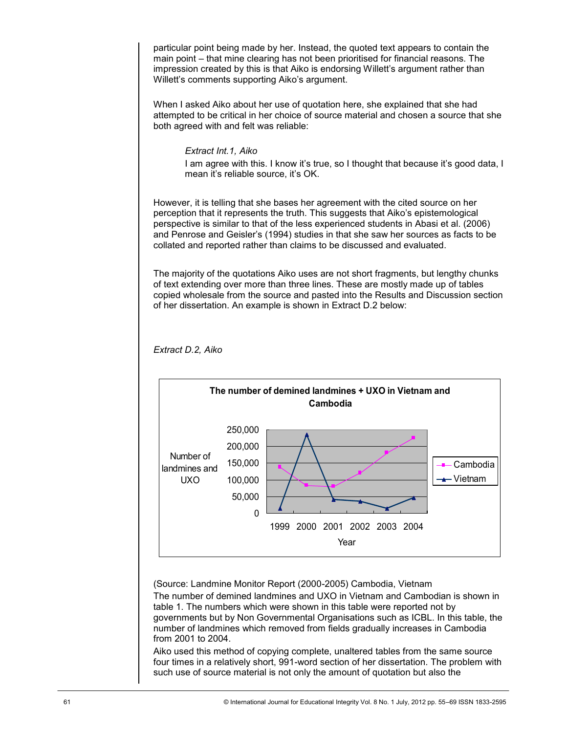particular point being made by her. Instead, the quoted text appears to contain the main point – that mine clearing has not been prioritised for financial reasons. The impression created by this is that Aiko is endorsing Willett's argument rather than Willett's comments supporting Aiko's argument.

When I asked Aiko about her use of quotation here, she explained that she had attempted to be critical in her choice of source material and chosen a source that she both agreed with and felt was reliable:

> *Extract Int.1, Aiko*
>
> I am agree with this. I know it's true, so I thought that because it's good data, I mean it's reliable source, it's OK.

However, it is telling that she bases her agreement with the cited source on her perception that it represents the truth. This suggests that Aiko's epistemological perspective is similar to that of the less experienced students in Abasi et al. (2006) and Penrose and Geisler's (1994) studies in that she saw her sources as facts to be collated and reported rather than claims to be discussed and evaluated.

The majority of the quotations Aiko uses are not short fragments, but lengthy chunks of text extending over more than three lines. These are mostly made up of tables copied wholesale from the source and pasted into the Results and Discussion section of her dissertation. An example is shown in Extract D.2 below:

*Extract D.2, Aiko*

**The number of demined landmines + UXO in Vietnam and Cambodia**

(Source: Landmine Monitor Report (2000-2005) Cambodia, Vietnam

The number of demined landmines and UXO in Vietnam and Cambodian is shown in table 1. The numbers which were shown in this table were reported not by governments but by Non Governmental Organisations such as ICBL. In this table, the number of landmines which removed from fields gradually increases in Cambodia from 2001 to 2004.

Aiko used this method of copying complete, unaltered tables from the same source four times in a relatively short, 991-word section of her dissertation. The problem with such use of source material is not only the amount of quotation but also the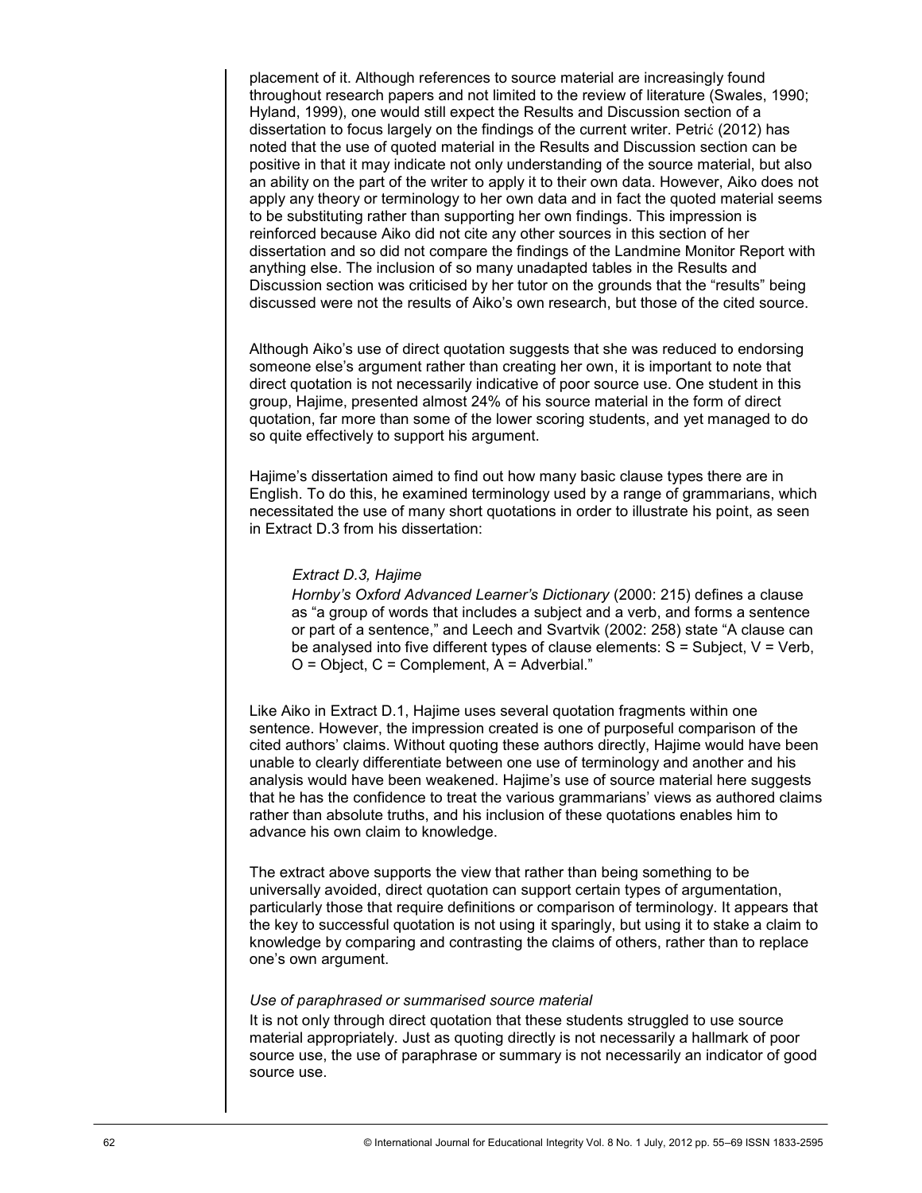placement of it. Although references to source material are increasingly found throughout research papers and not limited to the review of literature (Swales, 1990; Hyland, 1999), one would still expect the Results and Discussion section of a dissertation to focus largely on the findings of the current writer. Petrić (2012) has noted that the use of quoted material in the Results and Discussion section can be positive in that it may indicate not only understanding of the source material, but also an ability on the part of the writer to apply it to their own data. However, Aiko does not apply any theory or terminology to her own data and in fact the quoted material seems to be substituting rather than supporting her own findings. This impression is reinforced because Aiko did not cite any other sources in this section of her dissertation and so did not compare the findings of the Landmine Monitor Report with anything else. The inclusion of so many unadapted tables in the Results and Discussion section was criticised by her tutor on the grounds that the "results" being discussed were not the results of Aiko's own research, but those of the cited source.

Although Aiko's use of direct quotation suggests that she was reduced to endorsing someone else's argument rather than creating her own, it is important to note that direct quotation is not necessarily indicative of poor source use. One student in this group, Hajime, presented almost 24% of his source material in the form of direct quotation, far more than some of the lower scoring students, and yet managed to do so quite effectively to support his argument.

Hajime's dissertation aimed to find out how many basic clause types there are in English. To do this, he examined terminology used by a range of grammarians, which necessitated the use of many short quotations in order to illustrate his point, as seen in Extract D.3 from his dissertation:

> *Extract D.3, Hajime*
>
> *Hornby's Oxford Advanced Learner's Dictionary* (2000: 215) defines a clause as "a group of words that includes a subject and a verb, and forms a sentence or part of a sentence," and Leech and Svartvik (2002: 258) state "A clause can be analysed into five different types of clause elements: S = Subject, V = Verb, O = Object, C = Complement, A = Adverbial."

Like Aiko in Extract D.1, Hajime uses several quotation fragments within one sentence. However, the impression created is one of purposeful comparison of the cited authors' claims. Without quoting these authors directly, Hajime would have been unable to clearly differentiate between one use of terminology and another and his analysis would have been weakened. Hajime's use of source material here suggests that he has the confidence to treat the various grammarians' views as authored claims rather than absolute truths, and his inclusion of these quotations enables him to advance his own claim to knowledge.

The extract above supports the view that rather than being something to be universally avoided, direct quotation can support certain types of argumentation, particularly those that require definitions or comparison of terminology. It appears that the key to successful quotation is not using it sparingly, but using it to stake a claim to knowledge by comparing and contrasting the claims of others, rather than to replace one's own argument.

*Use of paraphrased or summarised source material*

It is not only through direct quotation that these students struggled to use source material appropriately. Just as quoting directly is not necessarily a hallmark of poor source use, the use of paraphrase or summary is not necessarily an indicator of good source use.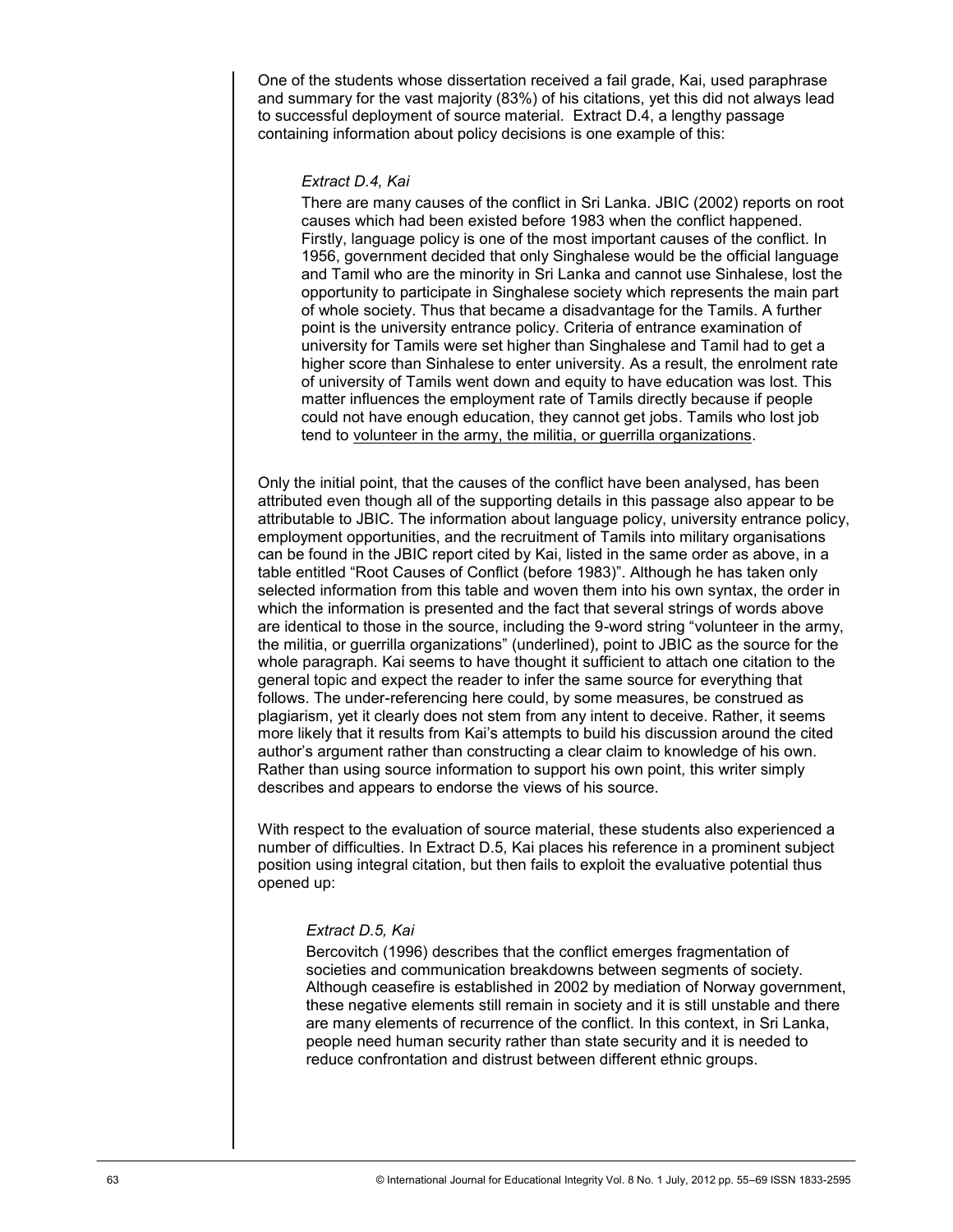One of the students whose dissertation received a fail grade, Kai, used paraphrase and summary for the vast majority (83%) of his citations, yet this did not always lead to successful deployment of source material. Extract D.4, a lengthy passage containing information about policy decisions is one example of this:

> *Extract D.4, Kai*
>
> There are many causes of the conflict in Sri Lanka. JBIC (2002) reports on root causes which had been existed before 1983 when the conflict happened. Firstly, language policy is one of the most important causes of the conflict. In 1956, government decided that only Singhalese would be the official language and Tamil who are the minority in Sri Lanka and cannot use Sinhalese, lost the opportunity to participate in Singhalese society which represents the main part of whole society. Thus that became a disadvantage for the Tamils. A further point is the university entrance policy. Criteria of entrance examination of university for Tamils were set higher than Singhalese and Tamil had to get a higher score than Sinhalese to enter university. As a result, the enrolment rate of university of Tamils went down and equity to have education was lost. This matter influences the employment rate of Tamils directly because if people could not have enough education, they cannot get jobs. Tamils who lost job tend to <u>volunteer in the army, the militia, or guerrilla organizations</u>.

Only the initial point, that the causes of the conflict have been analysed, has been attributed even though all of the supporting details in this passage also appear to be attributable to JBIC. The information about language policy, university entrance policy, employment opportunities, and the recruitment of Tamils into military organisations can be found in the JBIC report cited by Kai, listed in the same order as above, in a table entitled "Root Causes of Conflict (before 1983)". Although he has taken only selected information from this table and woven them into his own syntax, the order in which the information is presented and the fact that several strings of words above are identical to those in the source, including the 9-word string "volunteer in the army, the militia, or guerrilla organizations" (underlined), point to JBIC as the source for the whole paragraph. Kai seems to have thought it sufficient to attach one citation to the general topic and expect the reader to infer the same source for everything that follows. The under-referencing here could, by some measures, be construed as plagiarism, yet it clearly does not stem from any intent to deceive. Rather, it seems more likely that it results from Kai's attempts to build his discussion around the cited author's argument rather than constructing a clear claim to knowledge of his own. Rather than using source information to support his own point, this writer simply describes and appears to endorse the views of his source.

With respect to the evaluation of source material, these students also experienced a number of difficulties. In Extract D.5, Kai places his reference in a prominent subject position using integral citation, but then fails to exploit the evaluative potential thus opened up:

> *Extract D.5, Kai*
>
> Bercovitch (1996) describes that the conflict emerges fragmentation of societies and communication breakdowns between segments of society. Although ceasefire is established in 2002 by mediation of Norway government, these negative elements still remain in society and it is still unstable and there are many elements of recurrence of the conflict. In this context, in Sri Lanka, people need human security rather than state security and it is needed to reduce confrontation and distrust between different ethnic groups.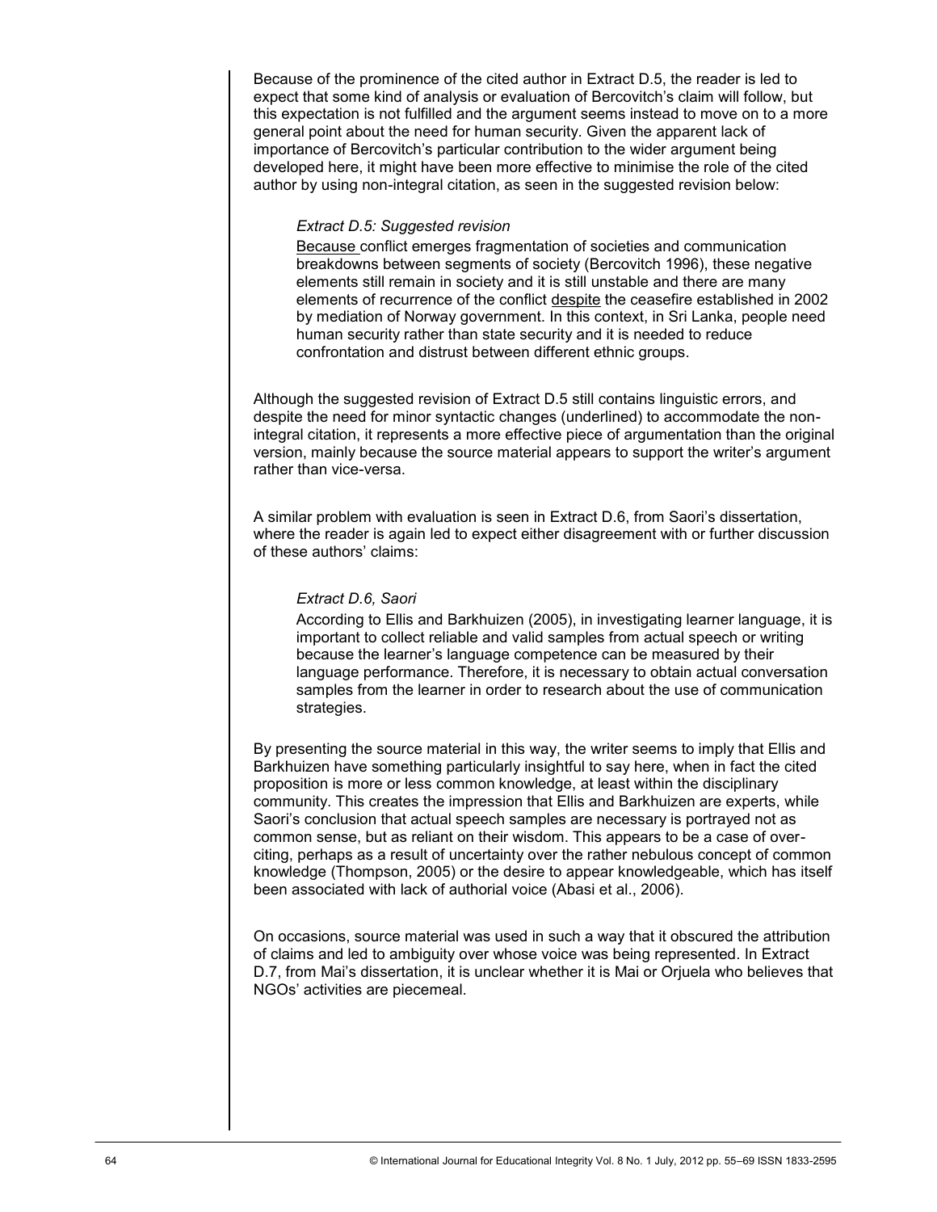Because of the prominence of the cited author in Extract D.5, the reader is led to expect that some kind of analysis or evaluation of Bercovitch's claim will follow, but this expectation is not fulfilled and the argument seems instead to move on to a more general point about the need for human security. Given the apparent lack of importance of Bercovitch's particular contribution to the wider argument being developed here, it might have been more effective to minimise the role of the cited author by using non-integral citation, as seen in the suggested revision below:

> *Extract D.5: Suggested revision*
>
> <u>Because</u> conflict emerges fragmentation of societies and communication breakdowns between segments of society (Bercovitch 1996), these negative elements still remain in society and it is still unstable and there are many elements of recurrence of the conflict <u>despite</u> the ceasefire established in 2002 by mediation of Norway government. In this context, in Sri Lanka, people need human security rather than state security and it is needed to reduce confrontation and distrust between different ethnic groups.

Although the suggested revision of Extract D.5 still contains linguistic errors, and despite the need for minor syntactic changes (underlined) to accommodate the non-integral citation, it represents a more effective piece of argumentation than the original version, mainly because the source material appears to support the writer's argument rather than vice-versa.

A similar problem with evaluation is seen in Extract D.6, from Saori's dissertation, where the reader is again led to expect either disagreement with or further discussion of these authors' claims:

> *Extract D.6, Saori*
>
> According to Ellis and Barkhuizen (2005), in investigating learner language, it is important to collect reliable and valid samples from actual speech or writing because the learner's language competence can be measured by their language performance. Therefore, it is necessary to obtain actual conversation samples from the learner in order to research about the use of communication strategies.

By presenting the source material in this way, the writer seems to imply that Ellis and Barkhuizen have something particularly insightful to say here, when in fact the cited proposition is more or less common knowledge, at least within the disciplinary community. This creates the impression that Ellis and Barkhuizen are experts, while Saori's conclusion that actual speech samples are necessary is portrayed not as common sense, but as reliant on their wisdom. This appears to be a case of over-citing, perhaps as a result of uncertainty over the rather nebulous concept of common knowledge (Thompson, 2005) or the desire to appear knowledgeable, which has itself been associated with lack of authorial voice (Abasi et al., 2006).

On occasions, source material was used in such a way that it obscured the attribution of claims and led to ambiguity over whose voice was being represented. In Extract D.7, from Mai's dissertation, it is unclear whether it is Mai or Orjuela who believes that NGOs' activities are piecemeal.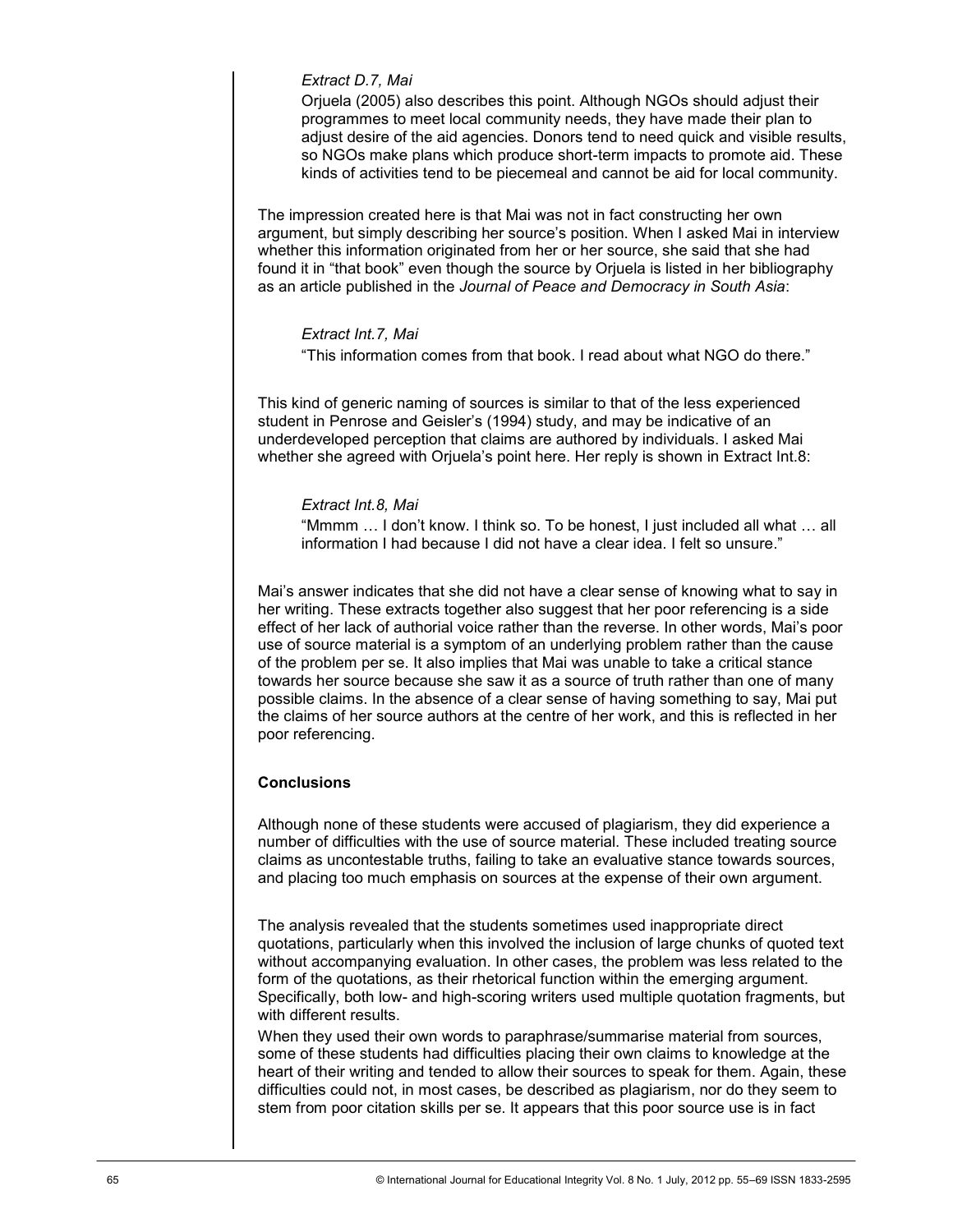*Extract D.7, Mai*

Orjuela (2005) also describes this point. Although NGOs should adjust their programmes to meet local community needs, they have made their plan to adjust desire of the aid agencies. Donors tend to need quick and visible results, so NGOs make plans which produce short-term impacts to promote aid. These kinds of activities tend to be piecemeal and cannot be aid for local community.

The impression created here is that Mai was not in fact constructing her own argument, but simply describing her source's position. When I asked Mai in interview whether this information originated from her or her source, she said that she had found it in "that book" even though the source by Orjuela is listed in her bibliography as an article published in the *Journal of Peace and Democracy in South Asia*:

*Extract Int.7, Mai*

"This information comes from that book. I read about what NGO do there."

This kind of generic naming of sources is similar to that of the less experienced student in Penrose and Geisler's (1994) study, and may be indicative of an underdeveloped perception that claims are authored by individuals. I asked Mai whether she agreed with Orjuela's point here. Her reply is shown in Extract Int.8:

*Extract Int.8, Mai*

"Mmmm … I don't know. I think so. To be honest, I just included all what … all information I had because I did not have a clear idea. I felt so unsure."

Mai's answer indicates that she did not have a clear sense of knowing what to say in her writing. These extracts together also suggest that her poor referencing is a side effect of her lack of authorial voice rather than the reverse. In other words, Mai's poor use of source material is a symptom of an underlying problem rather than the cause of the problem per se. It also implies that Mai was unable to take a critical stance towards her source because she saw it as a source of truth rather than one of many possible claims. In the absence of a clear sense of having something to say, Mai put the claims of her source authors at the centre of her work, and this is reflected in her poor referencing.

## Conclusions

Although none of these students were accused of plagiarism, they did experience a number of difficulties with the use of source material. These included treating source claims as uncontestable truths, failing to take an evaluative stance towards sources, and placing too much emphasis on sources at the expense of their own argument.

The analysis revealed that the students sometimes used inappropriate direct quotations, particularly when this involved the inclusion of large chunks of quoted text without accompanying evaluation. In other cases, the problem was less related to the form of the quotations, as their rhetorical function within the emerging argument. Specifically, both low- and high-scoring writers used multiple quotation fragments, but with different results.

When they used their own words to paraphrase/summarise material from sources, some of these students had difficulties placing their own claims to knowledge at the heart of their writing and tended to allow their sources to speak for them. Again, these difficulties could not, in most cases, be described as plagiarism, nor do they seem to stem from poor citation skills per se. It appears that this poor source use is in fact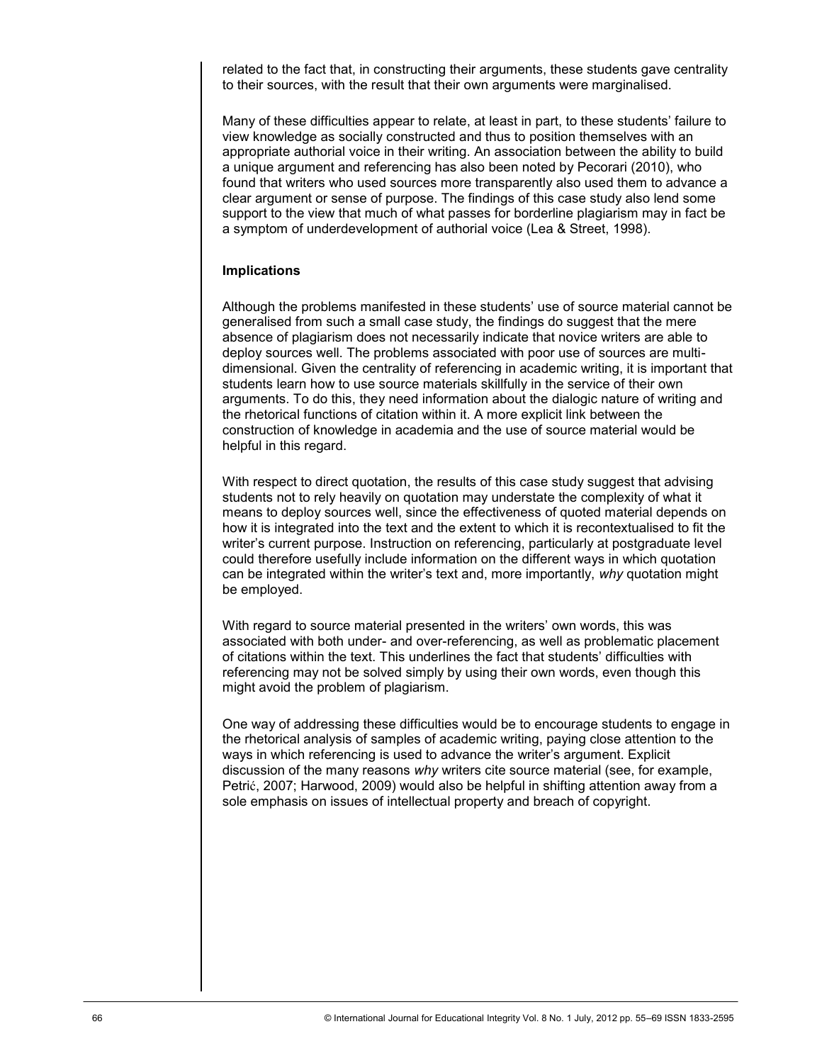related to the fact that, in constructing their arguments, these students gave centrality to their sources, with the result that their own arguments were marginalised.

Many of these difficulties appear to relate, at least in part, to these students' failure to view knowledge as socially constructed and thus to position themselves with an appropriate authorial voice in their writing. An association between the ability to build a unique argument and referencing has also been noted by Pecorari (2010), who found that writers who used sources more transparently also used them to advance a clear argument or sense of purpose. The findings of this case study also lend some support to the view that much of what passes for borderline plagiarism may in fact be a symptom of underdevelopment of authorial voice (Lea & Street, 1998).

**Implications**

Although the problems manifested in these students' use of source material cannot be generalised from such a small case study, the findings do suggest that the mere absence of plagiarism does not necessarily indicate that novice writers are able to deploy sources well. The problems associated with poor use of sources are multi-dimensional. Given the centrality of referencing in academic writing, it is important that students learn how to use source materials skillfully in the service of their own arguments. To do this, they need information about the dialogic nature of writing and the rhetorical functions of citation within it. A more explicit link between the construction of knowledge in academia and the use of source material would be helpful in this regard.

With respect to direct quotation, the results of this case study suggest that advising students not to rely heavily on quotation may understate the complexity of what it means to deploy sources well, since the effectiveness of quoted material depends on how it is integrated into the text and the extent to which it is recontextualised to fit the writer's current purpose. Instruction on referencing, particularly at postgraduate level could therefore usefully include information on the different ways in which quotation can be integrated within the writer's text and, more importantly, *why* quotation might be employed.

With regard to source material presented in the writers' own words, this was associated with both under- and over-referencing, as well as problematic placement of citations within the text. This underlines the fact that students' difficulties with referencing may not be solved simply by using their own words, even though this might avoid the problem of plagiarism.

One way of addressing these difficulties would be to encourage students to engage in the rhetorical analysis of samples of academic writing, paying close attention to the ways in which referencing is used to advance the writer's argument. Explicit discussion of the many reasons *why* writers cite source material (see, for example, Petrić, 2007; Harwood, 2009) would also be helpful in shifting attention away from a sole emphasis on issues of intellectual property and breach of copyright.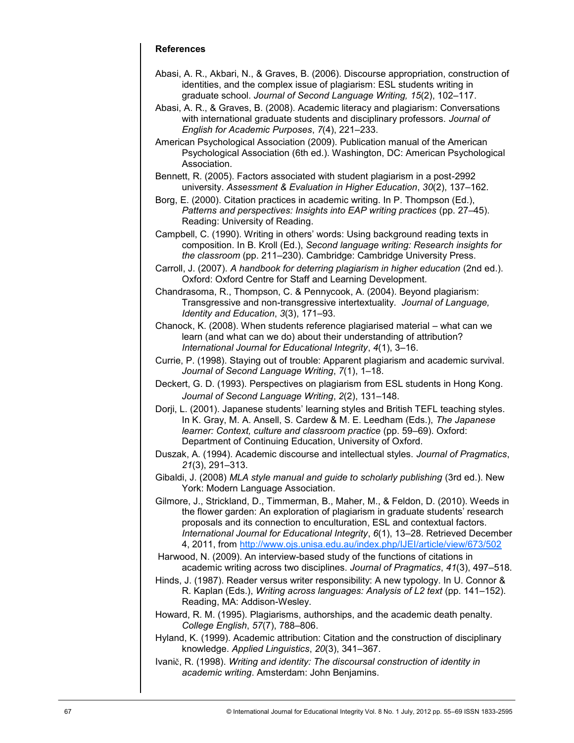**References**

Abasi, A. R., Akbari, N., & Graves, B. (2006). Discourse appropriation, construction of identities, and the complex issue of plagiarism: ESL students writing in graduate school. *Journal of Second Language Writing, 15*(2), 102–117.

Abasi, A. R., & Graves, B. (2008). Academic literacy and plagiarism: Conversations with international graduate students and disciplinary professors. *Journal of English for Academic Purposes*, *7*(4), 221–233.

American Psychological Association (2009). Publication manual of the American Psychological Association (6th ed.). Washington, DC: American Psychological Association.

Bennett, R. (2005). Factors associated with student plagiarism in a post-2992 university. *Assessment & Evaluation in Higher Education*, *30*(2), 137–162.

Borg, E. (2000). Citation practices in academic writing. In P. Thompson (Ed.), *Patterns and perspectives: Insights into EAP writing practices* (pp. 27–45). Reading: University of Reading.

Campbell, C. (1990). Writing in others' words: Using background reading texts in composition. In B. Kroll (Ed.), *Second language writing: Research insights for the classroom* (pp. 211–230). Cambridge: Cambridge University Press.

Carroll, J. (2007). *A handbook for deterring plagiarism in higher education* (2nd ed.). Oxford: Oxford Centre for Staff and Learning Development.

Chandrasoma, R., Thompson, C. & Pennycook, A. (2004). Beyond plagiarism: Transgressive and non-transgressive intertextuality. *Journal of Language, Identity and Education*, *3*(3), 171–93.

Chanock, K. (2008). When students reference plagiarised material – what can we learn (and what can we do) about their understanding of attribution? *International Journal for Educational Integrity*, *4*(1), 3–16.

Currie, P. (1998). Staying out of trouble: Apparent plagiarism and academic survival. *Journal of Second Language Writing*, *7*(1), 1–18.

Deckert, G. D. (1993). Perspectives on plagiarism from ESL students in Hong Kong. *Journal of Second Language Writing*, *2*(2), 131–148.

Dorji, L. (2001). Japanese students' learning styles and British TEFL teaching styles. In K. Gray, M. A. Ansell, S. Cardew & M. E. Leedham (Eds.), *The Japanese learner: Context, culture and classroom practice* (pp. 59–69). Oxford: Department of Continuing Education, University of Oxford.

Duszak, A. (1994). Academic discourse and intellectual styles. *Journal of Pragmatics*, *21*(3), 291–313.

Gibaldi, J. (2008) *MLA style manual and guide to scholarly publishing* (3rd ed.). New York: Modern Language Association.

Gilmore, J., Strickland, D., Timmerman, B., Maher, M., & Feldon, D. (2010). Weeds in the flower garden: An exploration of plagiarism in graduate students' research proposals and its connection to enculturation, ESL and contextual factors. *International Journal for Educational Integrity*, *6*(1), 13–28. Retrieved December 4, 2011, from http://www.ojs.unisa.edu.au/index.php/IJEI/article/view/673/502

Harwood, N. (2009). An interview-based study of the functions of citations in academic writing across two disciplines. *Journal of Pragmatics*, *41*(3), 497–518.

Hinds, J. (1987). Reader versus writer responsibility: A new typology. In U. Connor & R. Kaplan (Eds.), *Writing across languages: Analysis of L2 text* (pp. 141–152). Reading, MA: Addison-Wesley.

Howard, R. M. (1995). Plagiarisms, authorships, and the academic death penalty. *College English*, *57*(7), 788–806.

Hyland, K. (1999). Academic attribution: Citation and the construction of disciplinary knowledge. *Applied Linguistics*, *20*(3), 341–367.

Ivanič, R. (1998). *Writing and identity: The discoursal construction of identity in academic writing*. Amsterdam: John Benjamins.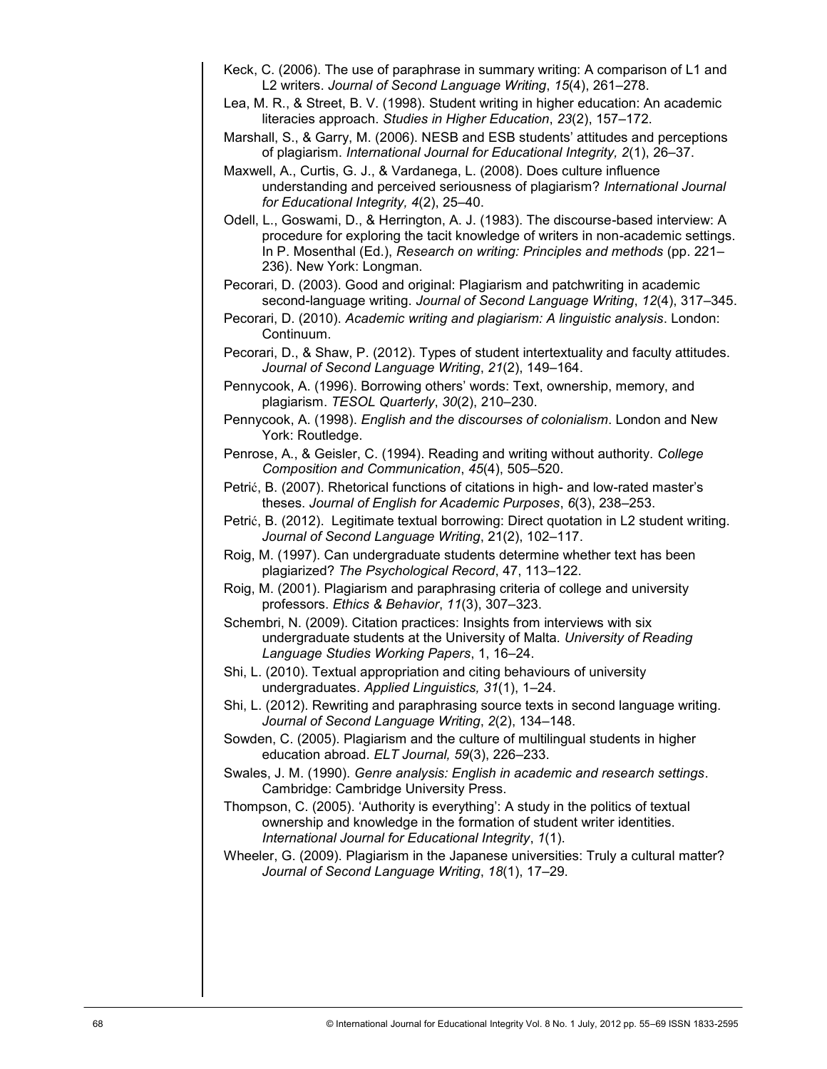Keck, C. (2006). The use of paraphrase in summary writing: A comparison of L1 and L2 writers. *Journal of Second Language Writing*, *15*(4), 261–278.

Lea, M. R., & Street, B. V. (1998). Student writing in higher education: An academic literacies approach. *Studies in Higher Education*, *23*(2), 157–172.

Marshall, S., & Garry, M. (2006). NESB and ESB students' attitudes and perceptions of plagiarism. *International Journal for Educational Integrity, 2*(1), 26–37.

Maxwell, A., Curtis, G. J., & Vardanega, L. (2008). Does culture influence understanding and perceived seriousness of plagiarism? *International Journal for Educational Integrity, 4*(2), 25–40.

Odell, L., Goswami, D., & Herrington, A. J. (1983). The discourse-based interview: A procedure for exploring the tacit knowledge of writers in non-academic settings. In P. Mosenthal (Ed.), *Research on writing: Principles and methods* (pp. 221–236). New York: Longman.

Pecorari, D. (2003). Good and original: Plagiarism and patchwriting in academic second-language writing. *Journal of Second Language Writing*, *12*(4), 317–345.

Pecorari, D. (2010). *Academic writing and plagiarism: A linguistic analysis*. London: Continuum.

Pecorari, D., & Shaw, P. (2012). Types of student intertextuality and faculty attitudes. *Journal of Second Language Writing*, *21*(2), 149–164.

Pennycook, A. (1996). Borrowing others' words: Text, ownership, memory, and plagiarism. *TESOL Quarterly*, *30*(2), 210–230.

Pennycook, A. (1998). *English and the discourses of colonialism*. London and New York: Routledge.

Penrose, A., & Geisler, C. (1994). Reading and writing without authority. *College Composition and Communication*, *45*(4), 505–520.

Petrić, B. (2007). Rhetorical functions of citations in high- and low-rated master's theses. *Journal of English for Academic Purposes*, *6*(3), 238–253.

Petrić, B. (2012). Legitimate textual borrowing: Direct quotation in L2 student writing. *Journal of Second Language Writing*, 21(2), 102–117.

Roig, M. (1997). Can undergraduate students determine whether text has been plagiarized? *The Psychological Record*, 47, 113–122.

Roig, M. (2001). Plagiarism and paraphrasing criteria of college and university professors. *Ethics & Behavior*, *11*(3), 307–323.

Schembri, N. (2009). Citation practices: Insights from interviews with six undergraduate students at the University of Malta. *University of Reading Language Studies Working Papers*, 1, 16–24.

Shi, L. (2010). Textual appropriation and citing behaviours of university undergraduates. *Applied Linguistics, 31*(1), 1–24.

Shi, L. (2012). Rewriting and paraphrasing source texts in second language writing. *Journal of Second Language Writing*, *2*(2), 134–148.

Sowden, C. (2005). Plagiarism and the culture of multilingual students in higher education abroad. *ELT Journal, 59*(3), 226–233.

Swales, J. M. (1990). *Genre analysis: English in academic and research settings*. Cambridge: Cambridge University Press.

Thompson, C. (2005). 'Authority is everything': A study in the politics of textual ownership and knowledge in the formation of student writer identities. *International Journal for Educational Integrity*, *1*(1).

Wheeler, G. (2009). Plagiarism in the Japanese universities: Truly a cultural matter? *Journal of Second Language Writing*, *18*(1), 17–29.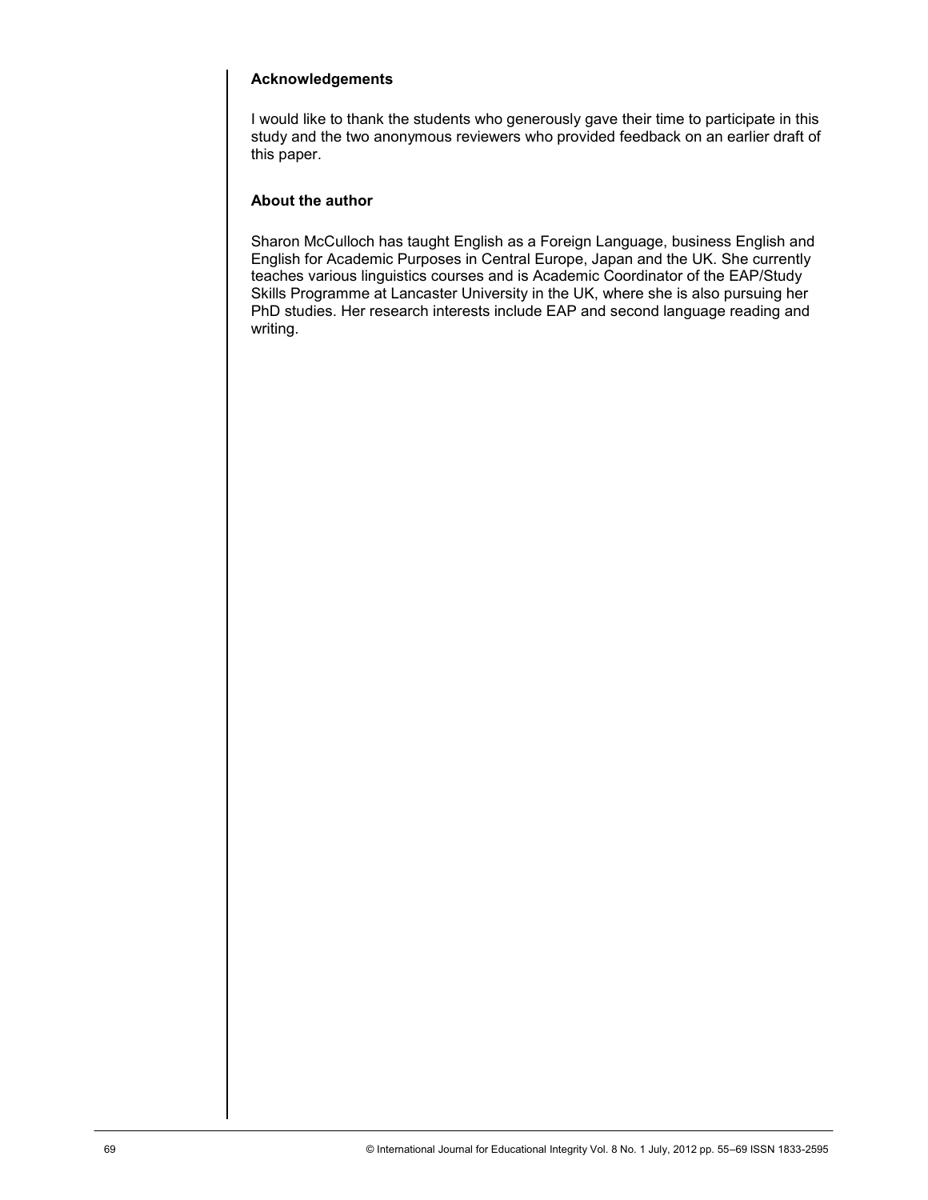## Acknowledgements

I would like to thank the students who generously gave their time to participate in this study and the two anonymous reviewers who provided feedback on an earlier draft of this paper.

## About the author

Sharon McCulloch has taught English as a Foreign Language, business English and English for Academic Purposes in Central Europe, Japan and the UK. She currently teaches various linguistics courses and is Academic Coordinator of the EAP/Study Skills Programme at Lancaster University in the UK, where she is also pursuing her PhD studies. Her research interests include EAP and second language reading and writing.